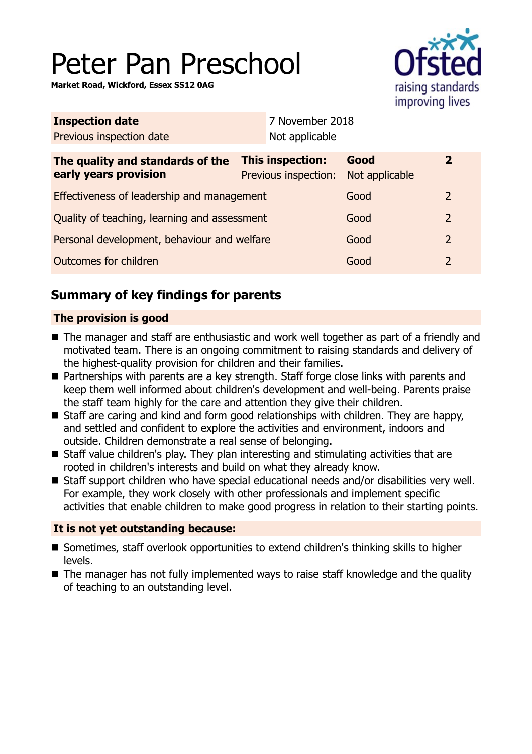# Peter Pan Preschool

**Market Road, Wickford, Essex SS12 0AG**

| **Inspection date** | 7 November 2018 |
|---|---|
| Previous inspection date | Not applicable |

| **The quality and standards of the early years provision** | **This inspection:** | **Good** | **2** |
|---|---|---|---|
| | Previous inspection: | Not applicable | |
| Effectiveness of leadership and management | | Good | 2 |
| Quality of teaching, learning and assessment | | Good | 2 |
| Personal development, behaviour and welfare | | Good | 2 |
| Outcomes for children | | Good | 2 |

## Summary of key findings for parents

### The provision is good

- The manager and staff are enthusiastic and work well together as part of a friendly and motivated team. There is an ongoing commitment to raising standards and delivery of the highest-quality provision for children and their families.
- Partnerships with parents are a key strength. Staff forge close links with parents and keep them well informed about children's development and well-being. Parents praise the staff team highly for the care and attention they give their children.
- Staff are caring and kind and form good relationships with children. They are happy, and settled and confident to explore the activities and environment, indoors and outside. Children demonstrate a real sense of belonging.
- Staff value children's play. They plan interesting and stimulating activities that are rooted in children's interests and build on what they already know.
- Staff support children who have special educational needs and/or disabilities very well. For example, they work closely with other professionals and implement specific activities that enable children to make good progress in relation to their starting points.

### It is not yet outstanding because:

- Sometimes, staff overlook opportunities to extend children's thinking skills to higher levels.
- The manager has not fully implemented ways to raise staff knowledge and the quality of teaching to an outstanding level.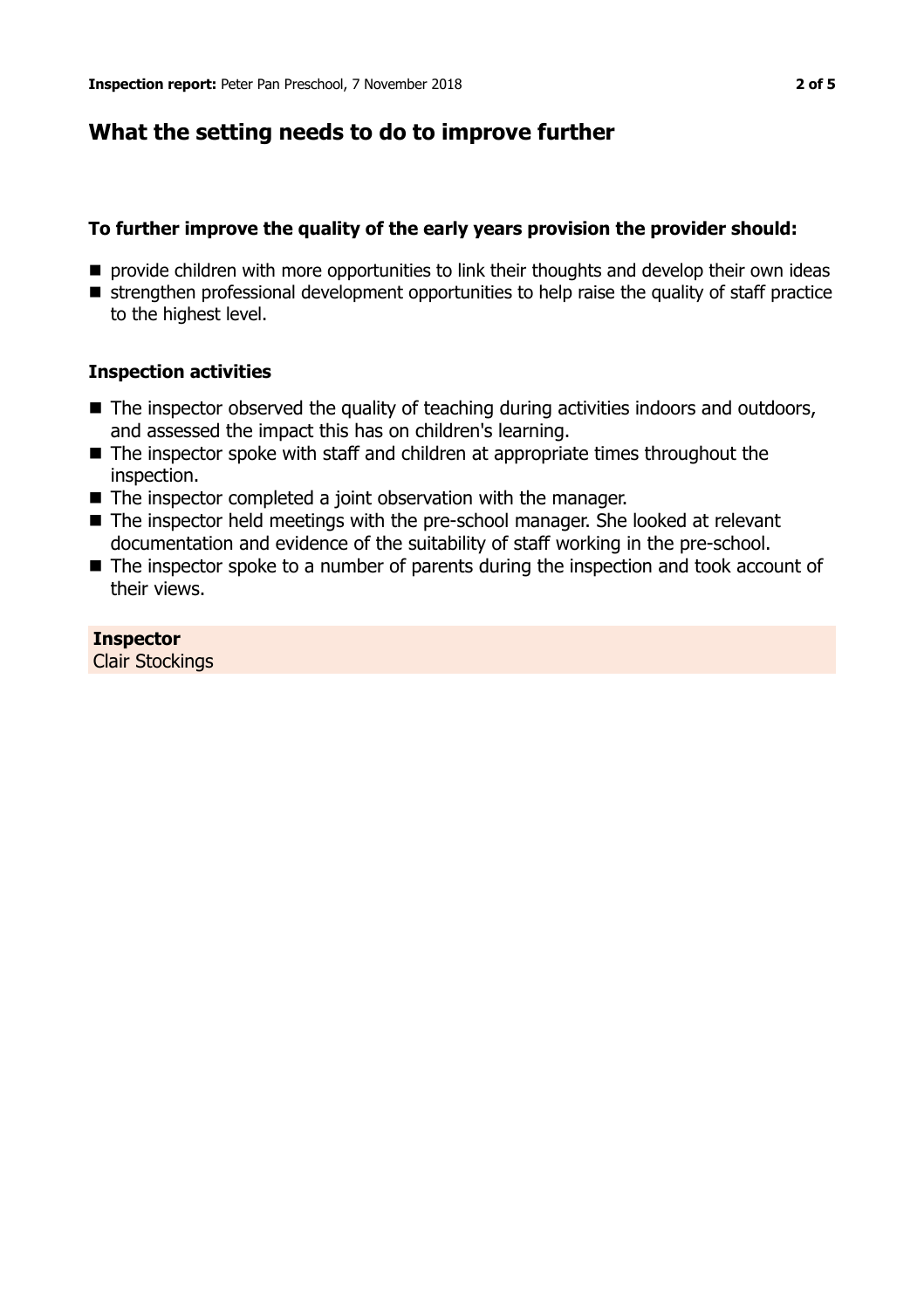## What the setting needs to do to improve further

### To further improve the quality of the early years provision the provider should:

- provide children with more opportunities to link their thoughts and develop their own ideas
- strengthen professional development opportunities to help raise the quality of staff practice to the highest level.

### Inspection activities

- The inspector observed the quality of teaching during activities indoors and outdoors, and assessed the impact this has on children's learning.
- The inspector spoke with staff and children at appropriate times throughout the inspection.
- The inspector completed a joint observation with the manager.
- The inspector held meetings with the pre-school manager. She looked at relevant documentation and evidence of the suitability of staff working in the pre-school.
- The inspector spoke to a number of parents during the inspection and took account of their views.

**Inspector**
Clair Stockings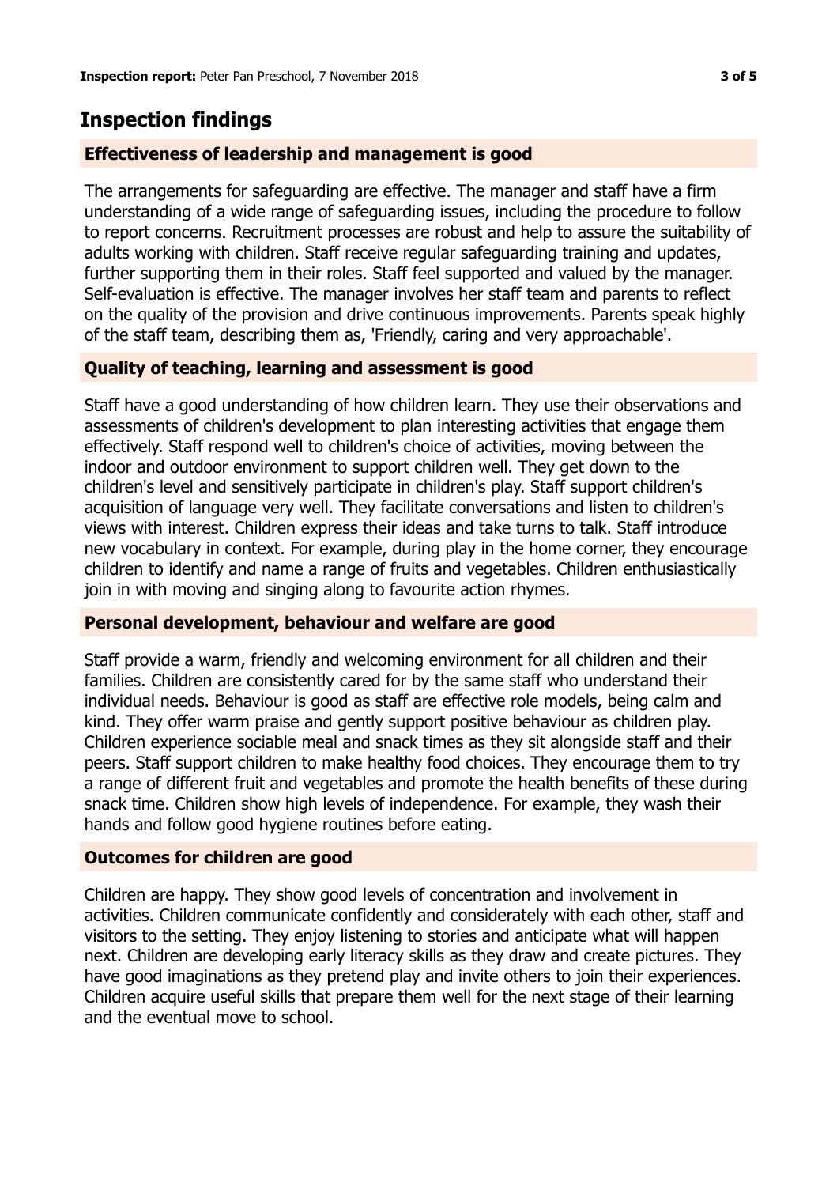## Inspection findings

### Effectiveness of leadership and management is good

The arrangements for safeguarding are effective. The manager and staff have a firm understanding of a wide range of safeguarding issues, including the procedure to follow to report concerns. Recruitment processes are robust and help to assure the suitability of adults working with children. Staff receive regular safeguarding training and updates, further supporting them in their roles. Staff feel supported and valued by the manager. Self-evaluation is effective. The manager involves her staff team and parents to reflect on the quality of the provision and drive continuous improvements. Parents speak highly of the staff team, describing them as, 'Friendly, caring and very approachable'.

### Quality of teaching, learning and assessment is good

Staff have a good understanding of how children learn. They use their observations and assessments of children's development to plan interesting activities that engage them effectively. Staff respond well to children's choice of activities, moving between the indoor and outdoor environment to support children well. They get down to the children's level and sensitively participate in children's play. Staff support children's acquisition of language very well. They facilitate conversations and listen to children's views with interest. Children express their ideas and take turns to talk. Staff introduce new vocabulary in context. For example, during play in the home corner, they encourage children to identify and name a range of fruits and vegetables. Children enthusiastically join in with moving and singing along to favourite action rhymes.

### Personal development, behaviour and welfare are good

Staff provide a warm, friendly and welcoming environment for all children and their families. Children are consistently cared for by the same staff who understand their individual needs. Behaviour is good as staff are effective role models, being calm and kind. They offer warm praise and gently support positive behaviour as children play. Children experience sociable meal and snack times as they sit alongside staff and their peers. Staff support children to make healthy food choices. They encourage them to try a range of different fruit and vegetables and promote the health benefits of these during snack time. Children show high levels of independence. For example, they wash their hands and follow good hygiene routines before eating.

### Outcomes for children are good

Children are happy. They show good levels of concentration and involvement in activities. Children communicate confidently and considerately with each other, staff and visitors to the setting. They enjoy listening to stories and anticipate what will happen next. Children are developing early literacy skills as they draw and create pictures. They have good imaginations as they pretend play and invite others to join their experiences. Children acquire useful skills that prepare them well for the next stage of their learning and the eventual move to school.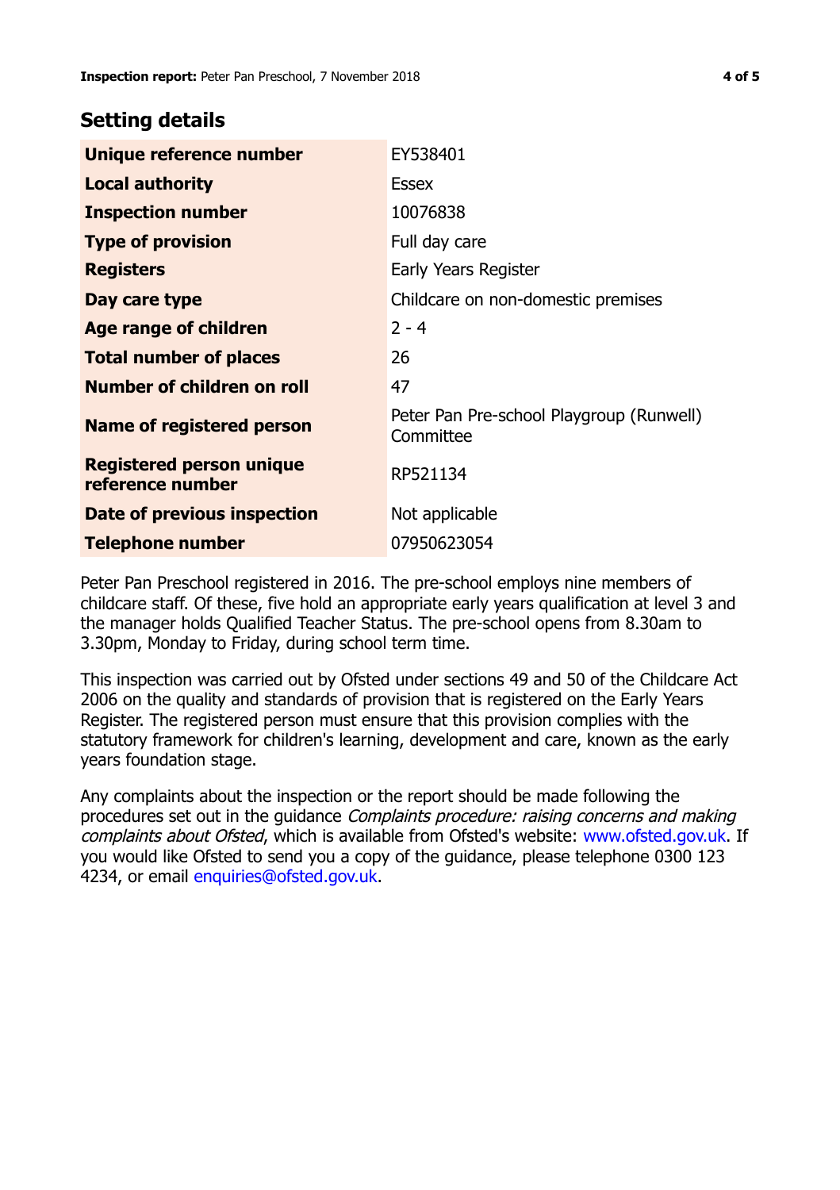## Setting details

| | |
|---|---|
| **Unique reference number** | EY538401 |
| **Local authority** | Essex |
| **Inspection number** | 10076838 |
| **Type of provision** | Full day care |
| **Registers** | Early Years Register |
| **Day care type** | Childcare on non-domestic premises |
| **Age range of children** | 2 - 4 |
| **Total number of places** | 26 |
| **Number of children on roll** | 47 |
| **Name of registered person** | Peter Pan Pre-school Playgroup (Runwell) Committee |
| **Registered person unique reference number** | RP521134 |
| **Date of previous inspection** | Not applicable |
| **Telephone number** | 07950623054 |

Peter Pan Preschool registered in 2016. The pre-school employs nine members of childcare staff. Of these, five hold an appropriate early years qualification at level 3 and the manager holds Qualified Teacher Status. The pre-school opens from 8.30am to 3.30pm, Monday to Friday, during school term time.

This inspection was carried out by Ofsted under sections 49 and 50 of the Childcare Act 2006 on the quality and standards of provision that is registered on the Early Years Register. The registered person must ensure that this provision complies with the statutory framework for children's learning, development and care, known as the early years foundation stage.

Any complaints about the inspection or the report should be made following the procedures set out in the guidance *Complaints procedure: raising concerns and making complaints about Ofsted*, which is available from Ofsted's website: www.ofsted.gov.uk. If you would like Ofsted to send you a copy of the guidance, please telephone 0300 123 4234, or email enquiries@ofsted.gov.uk.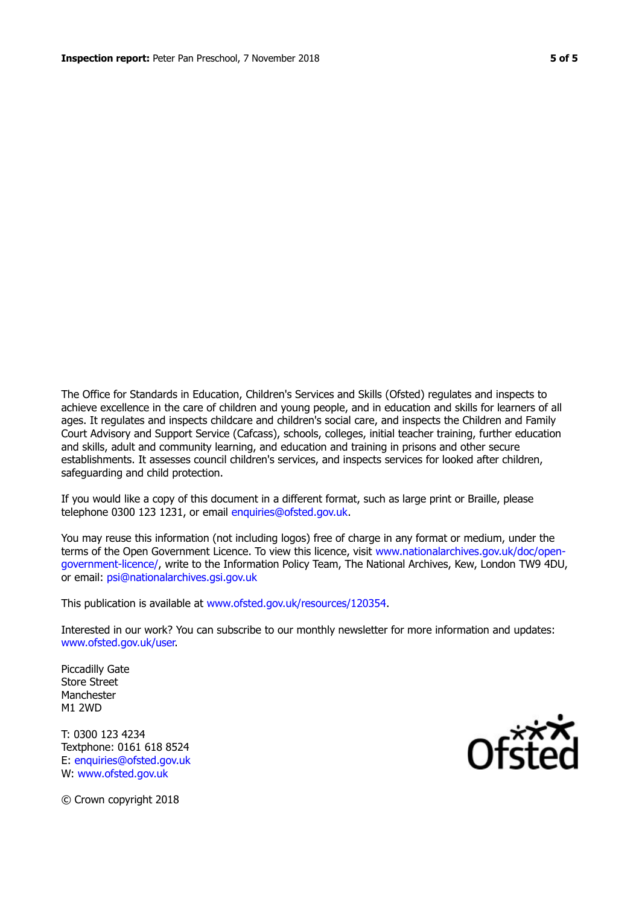The Office for Standards in Education, Children's Services and Skills (Ofsted) regulates and inspects to achieve excellence in the care of children and young people, and in education and skills for learners of all ages. It regulates and inspects childcare and children's social care, and inspects the Children and Family Court Advisory and Support Service (Cafcass), schools, colleges, initial teacher training, further education and skills, adult and community learning, and education and training in prisons and other secure establishments. It assesses council children's services, and inspects services for looked after children, safeguarding and child protection.

If you would like a copy of this document in a different format, such as large print or Braille, please telephone 0300 123 1231, or email enquiries@ofsted.gov.uk.

You may reuse this information (not including logos) free of charge in any format or medium, under the terms of the Open Government Licence. To view this licence, visit www.nationalarchives.gov.uk/doc/open-government-licence/, write to the Information Policy Team, The National Archives, Kew, London TW9 4DU, or email: psi@nationalarchives.gsi.gov.uk

This publication is available at www.ofsted.gov.uk/resources/120354.

Interested in our work? You can subscribe to our monthly newsletter for more information and updates: www.ofsted.gov.uk/user.

Piccadilly Gate
Store Street
Manchester
M1 2WD

T: 0300 123 4234
Textphone: 0161 618 8524
E: enquiries@ofsted.gov.uk
W: www.ofsted.gov.uk

Ofsted

© Crown copyright 2018